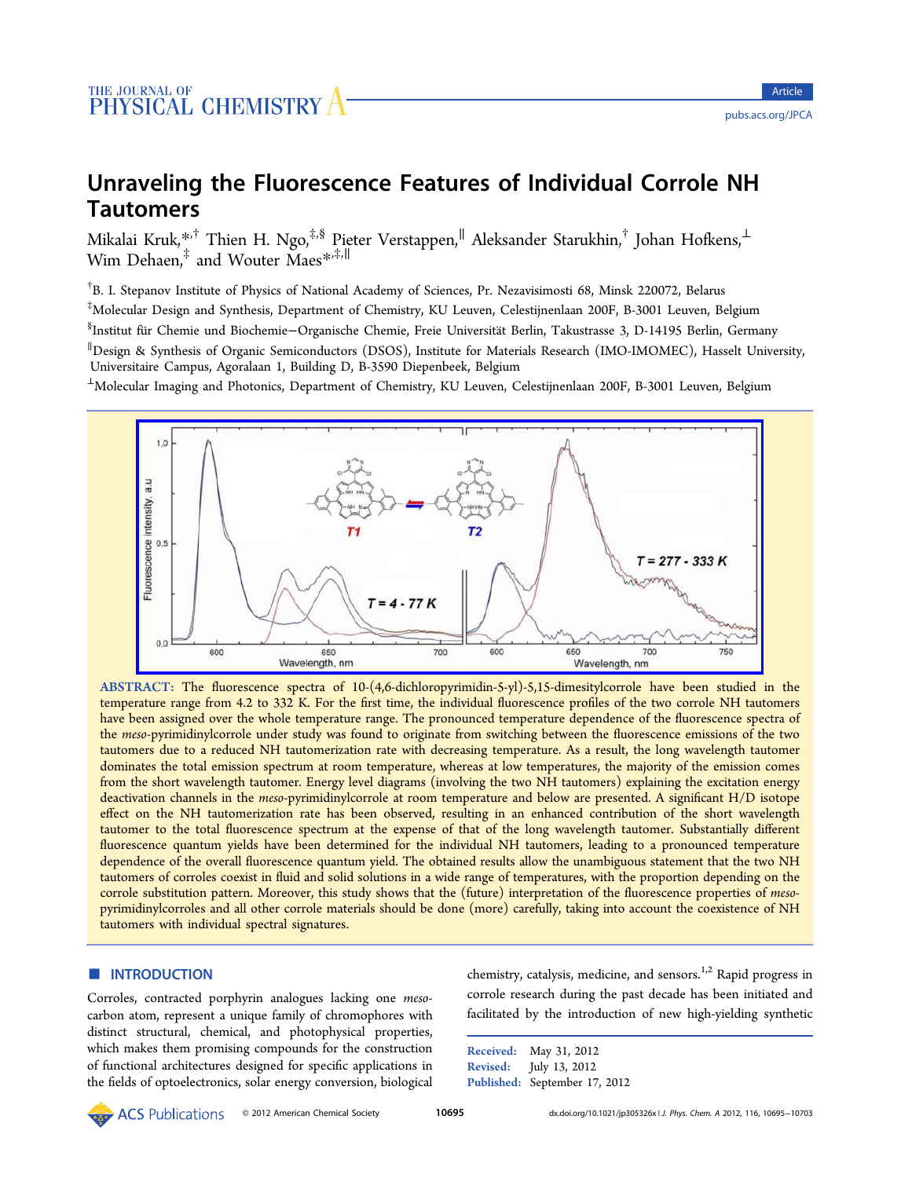# Unraveling the Fluorescence Features of Individual Corrole NH Tautomers

Mikalai Kruk,*[,†] Thien H. Ngo,[‡,§] Pieter Verstappen,[∥] Aleksander Starukhin,[†] Johan Hofkens,[⊥] Wim Dehaen,[‡] and Wouter Maes*[,‡,∥]

[†]B. I. Stepanov Institute of Physics of National Academy of Sciences, Pr. Nezavisimosti 68, Minsk 220072, Belarus

[‡]Molecular Design and Synthesis, Department of Chemistry, KU Leuven, Celestijnenlaan 200F, B-3001 Leuven, Belgium

[§]Institut für Chemie und Biochemie−Organische Chemie, Freie Universität Berlin, Takustrasse 3, D-14195 Berlin, Germany

[∥]Design & Synthesis of Organic Semiconductors (DSOS), Institute for Materials Research (IMO-IMOMEC), Hasselt University, Universitaire Campus, Agoralaan 1, Building D, B-3590 Diepenbeek, Belgium

[⊥]Molecular Imaging and Photonics, Department of Chemistry, KU Leuven, Celestijnenlaan 200F, B-3001 Leuven, Belgium

**ABSTRACT:** The fluorescence spectra of 10-(4,6-dichloropyrimidin-5-yl)-5,15-dimesitylcorrole have been studied in the temperature range from 4.2 to 332 K. For the first time, the individual fluorescence profiles of the two corrole NH tautomers have been assigned over the whole temperature range. The pronounced temperature dependence of the fluorescence spectra of the *meso*-pyrimidinylcorrole under study was found to originate from switching between the fluorescence emissions of the two tautomers due to a reduced NH tautomerization rate with decreasing temperature. As a result, the long wavelength tautomer dominates the total emission spectrum at room temperature, whereas at low temperatures, the majority of the emission comes from the short wavelength tautomer. Energy level diagrams (involving the two NH tautomers) explaining the excitation energy deactivation channels in the *meso*-pyrimidinylcorrole at room temperature and below are presented. A significant H/D isotope effect on the NH tautomerization rate has been observed, resulting in an enhanced contribution of the short wavelength tautomer to the total fluorescence spectrum at the expense of that of the long wavelength tautomer. Substantially different fluorescence quantum yields have been determined for the individual NH tautomers, leading to a pronounced temperature dependence of the overall fluorescence quantum yield. The obtained results allow the unambiguous statement that the two NH tautomers of corroles coexist in fluid and solid solutions in a wide range of temperatures, with the proportion depending on the corrole substitution pattern. Moreover, this study shows that the (future) interpretation of the fluorescence properties of *meso*-pyrimidinylcorroles and all other corrole materials should be done (more) carefully, taking into account the coexistence of NH tautomers with individual spectral signatures.

## INTRODUCTION

Corroles, contracted porphyrin analogues lacking one *meso*-carbon atom, represent a unique family of chromophores with distinct structural, chemical, and photophysical properties, which makes them promising compounds for the construction of functional architectures designed for specific applications in the fields of optoelectronics, solar energy conversion, biological chemistry, catalysis, medicine, and sensors.[1,2] Rapid progress in corrole research during the past decade has been initiated and facilitated by the introduction of new high-yielding synthetic

Received: May 31, 2012
Revised: July 13, 2012
Published: September 17, 2012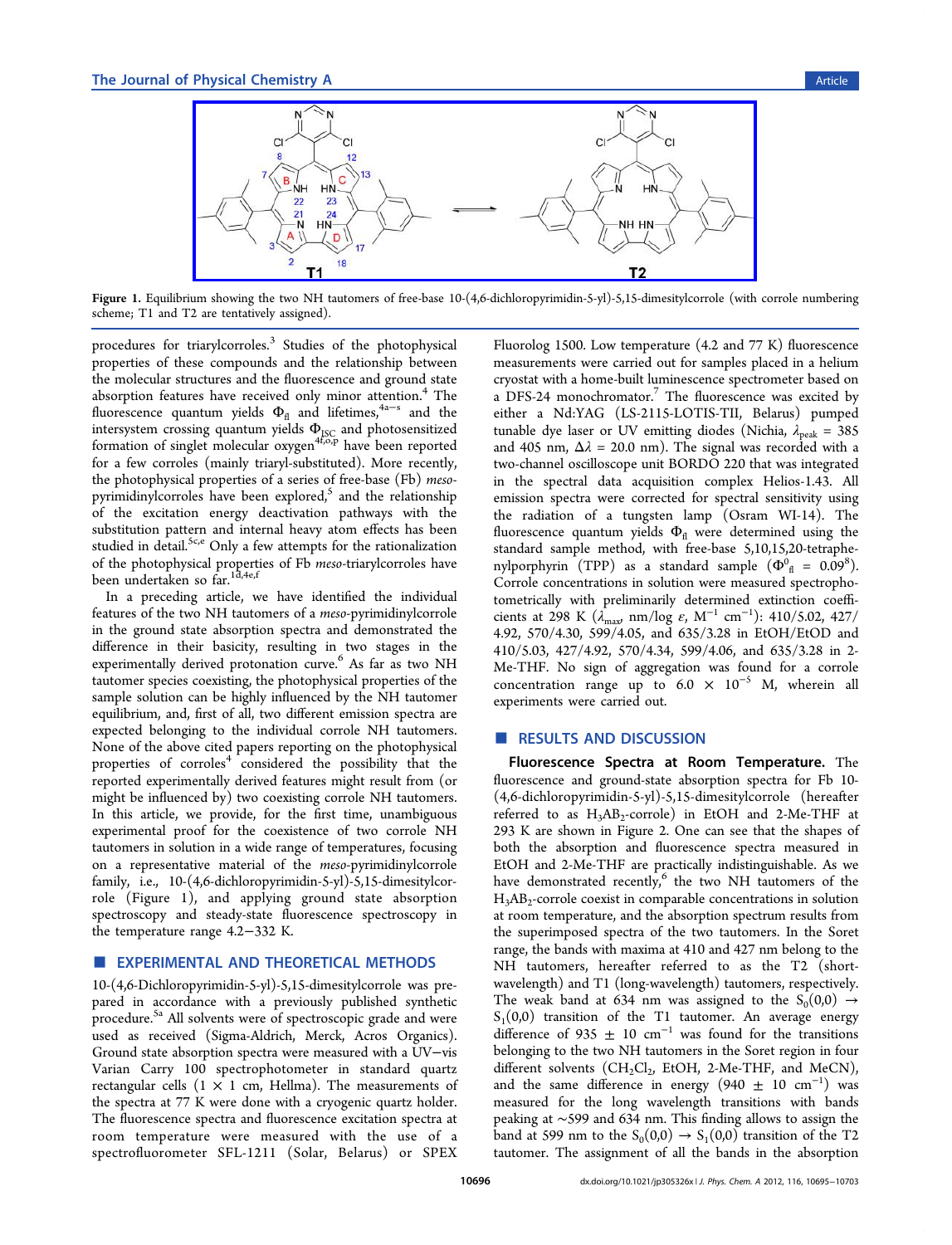Figure 1. Equilibrium showing the two NH tautomers of free-base 10-(4,6-dichloropyrimidin-5-yl)-5,15-dimesitylcorrole (with corrole numbering scheme; T1 and T2 are tentatively assigned).

procedures for triarylcorroles.[3] Studies of the photophysical properties of these compounds and the relationship between the molecular structures and the fluorescence and ground state absorption features have received only minor attention.[4] The fluorescence quantum yields $\Phi_{fl}$ and lifetimes,[4a−s] and the intersystem crossing quantum yields $\Phi_{ISC}$ and photosensitized formation of singlet molecular oxygen[4f,o,p] have been reported for a few corroles (mainly triaryl-substituted). More recently, the photophysical properties of a series of free-base (Fb) *meso*-pyrimidinylcorroles have been explored,[5] and the relationship of the excitation energy deactivation pathways with the substitution pattern and internal heavy atom effects has been studied in detail.[5c,e] Only a few attempts for the rationalization of the photophysical properties of Fb *meso*-triarylcorroles have been undertaken so far.[1d,4e,f]

In a preceding article, we have identified the individual features of the two NH tautomers of a *meso*-pyrimidinylcorrole in the ground state absorption spectra and demonstrated the difference in their basicity, resulting in two stages in the experimentally derived protonation curve.[6] As far as two NH tautomer species coexisting, the photophysical properties of the sample solution can be highly influenced by the NH tautomer equilibrium, and, first of all, two different emission spectra are expected belonging to the individual corrole NH tautomers. None of the above cited papers reporting on the photophysical properties of corroles[4] considered the possibility that the reported experimentally derived features might result from (or might be influenced by) two coexisting corrole NH tautomers. In this article, we provide, for the first time, unambiguous experimental proof for the coexistence of two corrole NH tautomers in solution in a wide range of temperatures, focusing on a representative material of the *meso*-pyrimidinylcorrole family, i.e., 10-(4,6-dichloropyrimidin-5-yl)-5,15-dimesitylcorrole (Figure 1), and applying ground state absorption spectroscopy and steady-state fluorescence spectroscopy in the temperature range 4.2−332 K.

## EXPERIMENTAL AND THEORETICAL METHODS

10-(4,6-Dichloropyrimidin-5-yl)-5,15-dimesitylcorrole was prepared in accordance with a previously published synthetic procedure.[5a] All solvents were of spectroscopic grade and were used as received (Sigma-Aldrich, Merck, Acros Organics). Ground state absorption spectra were measured with a UV−vis Varian Carry 100 spectrophotometer in standard quartz rectangular cells (1 × 1 cm, Hellma). The measurements of the spectra at 77 K were done with a cryogenic quartz holder. The fluorescence spectra and fluorescence excitation spectra at room temperature were measured with the use of a spectrofluorometer SFL-1211 (Solar, Belarus) or SPEX Fluorolog 1500. Low temperature (4.2 and 77 K) fluorescence measurements were carried out for samples placed in a helium cryostat with a home-built luminescence spectrometer based on a DFS-24 monochromator.[7] The fluorescence was excited by either a Nd:YAG (LS-2115-LOTIS-TII, Belarus) pumped tunable dye laser or UV emitting diodes (Nichia, $\lambda_{peak}$ = 385 and 405 nm, $\Delta\lambda$ = 20.0 nm). The signal was recorded with a two-channel oscilloscope unit BORDO 220 that was integrated in the spectral data acquisition complex Helios-1.43. All emission spectra were corrected for spectral sensitivity using the radiation of a tungsten lamp (Osram WI-14). The fluorescence quantum yields $\Phi_{fl}$ were determined using the standard sample method, with free-base 5,10,15,20-tetraphenylporphyrin (TPP) as a standard sample ($\Phi^0_{fl}$ = 0.09[8]). Corrole concentrations in solution were measured spectrophotometrically with preliminarily determined extinction coefficients at 298 K ($\lambda_{max}$, nm/log $\varepsilon$, $M^{-1}$ $cm^{-1}$): 410/5.02, 427/4.92, 570/4.30, 599/4.05, and 635/3.28 in EtOH/EtOD and 410/5.03, 427/4.92, 570/4.34, 599/4.06, and 635/3.28 in 2-Me-THF. No sign of aggregation was found for a corrole concentration range up to 6.0 × $10^{-5}$ M, wherein all experiments were carried out.

## RESULTS AND DISCUSSION

**Fluorescence Spectra at Room Temperature.** The fluorescence and ground-state absorption spectra for Fb 10-(4,6-dichloropyrimidin-5-yl)-5,15-dimesitylcorrole (hereafter referred to as $H_3AB_2$-corrole) in EtOH and 2-Me-THF at 293 K are shown in Figure 2. One can see that the shapes of both the absorption and fluorescence spectra measured in EtOH and 2-Me-THF are practically indistinguishable. As we have demonstrated recently,[6] the two NH tautomers of the $H_3AB_2$-corrole coexist in comparable concentrations in solution at room temperature, and the absorption spectrum results from the superimposed spectra of the two tautomers. In the Soret range, the bands with maxima at 410 and 427 nm belong to the NH tautomers, hereafter referred to as the T2 (short-wavelength) and T1 (long-wavelength) tautomers, respectively. The weak band at 634 nm was assigned to the $S_0(0,0) \rightarrow S_1(0,0)$ transition of the T1 tautomer. An average energy difference of 935 ± 10 $cm^{-1}$ was found for the transitions belonging to the two NH tautomers in the Soret region in four different solvents ($CH_2Cl_2$, EtOH, 2-Me-THF, and MeCN), and the same difference in energy (940 ± 10 $cm^{-1}$) was measured for the long wavelength transitions with bands peaking at ~599 and 634 nm. This finding allows to assign the band at 599 nm to the $S_0(0,0) \rightarrow S_1(0,0)$ transition of the T2 tautomer. The assignment of all the bands in the absorption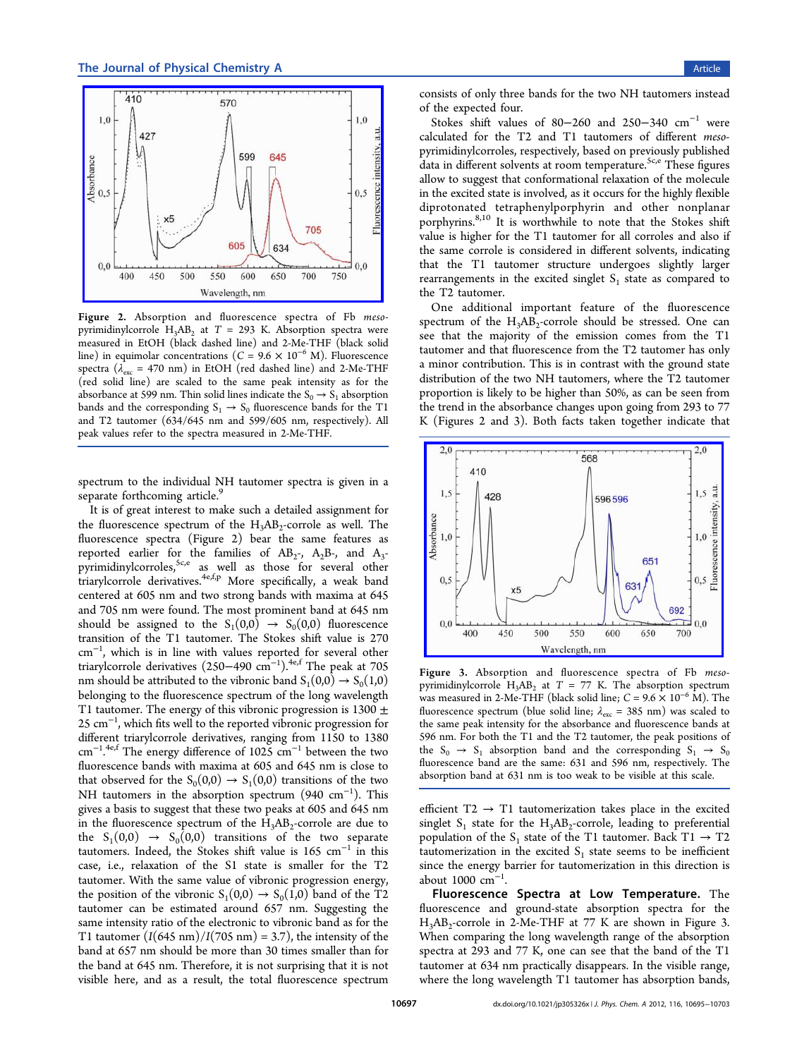Figure 2. Absorption and fluorescence spectra of Fb *meso*-pyrimidinylcorrole $H_3AB_2$ at $T = 293$ K. Absorption spectra were measured in EtOH (black dashed line) and 2-Me-THF (black solid line) in equimolar concentrations ($C = 9.6 \times 10^{-6}$ M). Fluorescence spectra ($\lambda_{exc} = 470$ nm) in EtOH (red dashed line) and 2-Me-THF (red solid line) are scaled to the same peak intensity as for the absorbance at 599 nm. Thin solid lines indicate the $S_0 \rightarrow S_1$ absorption bands and the corresponding $S_1 \rightarrow S_0$ fluorescence bands for the T1 and T2 tautomer (634/645 nm and 599/605 nm, respectively). All peak values refer to the spectra measured in 2-Me-THF.

spectrum to the individual NH tautomer spectra is given in a separate forthcoming article.[9]

It is of great interest to make such a detailed assignment for the fluorescence spectrum of the $H_3AB_2$-corrole as well. The fluorescence spectra (Figure 2) bear the same features as reported earlier for the families of $AB_2$-, $A_2B$-, and $A_3$-pyrimidinylcorroles,[5c,e] as well as those for several other triarylcorrole derivatives.[4e,f,p] More specifically, a weak band centered at 605 nm and two strong bands with maxima at 645 and 705 nm were found. The most prominent band at 645 nm should be assigned to the $S_1(0,0) \rightarrow S_0(0,0)$ fluorescence transition of the T1 tautomer. The Stokes shift value is 270 $cm^{-1}$, which is in line with values reported for several other triarylcorrole derivatives (250−490 $cm^{-1}$).[4e,f] The peak at 705 nm should be attributed to the vibronic band $S_1(0,0) \rightarrow S_0(1,0)$ belonging to the fluorescence spectrum of the long wavelength T1 tautomer. The energy of this vibronic progression is 1300 ± 25 $cm^{-1}$, which fits well to the reported vibronic progression for different triarylcorrole derivatives, ranging from 1150 to 1380 $cm^{-1}$.[4e,f] The energy difference of 1025 $cm^{-1}$ between the two fluorescence bands with maxima at 605 and 645 nm is close to that observed for the $S_0(0,0) \rightarrow S_1(0,0)$ transitions of the two NH tautomers in the absorption spectrum (940 $cm^{-1}$). This gives a basis to suggest that these two peaks at 605 and 645 nm in the fluorescence spectrum of the $H_3AB_2$-corrole are due to the $S_1(0,0) \rightarrow S_0(0,0)$ transitions of the two separate tautomers. Indeed, the Stokes shift value is 165 $cm^{-1}$ in this case, i.e., relaxation of the S1 state is smaller for the T2 tautomer. With the same value of vibronic progression energy, the position of the vibronic $S_1(0,0) \rightarrow S_0(1,0)$ band of the T2 tautomer can be estimated around 657 nm. Suggesting the same intensity ratio of the electronic to vibronic band as for the T1 tautomer ($I$(645 nm)/$I$(705 nm) = 3.7), the intensity of the band at 657 nm should be more than 30 times smaller than for the band at 645 nm. Therefore, it is not surprising that it is not visible here, and as a result, the total fluorescence spectrum consists of only three bands for the two NH tautomers instead of the expected four.

Stokes shift values of 80−260 and 250−340 $cm^{-1}$ were calculated for the T2 and T1 tautomers of different *meso*-pyrimidinylcorroles, respectively, based on previously published data in different solvents at room temperature.[5c,e] These figures allow to suggest that conformational relaxation of the molecule in the excited state is involved, as it occurs for the highly flexible diprotonated tetraphenylporphyrin and other nonplanar porphyrins.[8,10] It is worthwhile to note that the Stokes shift value is higher for the T1 tautomer for all corroles and also if the same corrole is considered in different solvents, indicating that the T1 tautomer structure undergoes slightly larger rearrangements in the excited singlet $S_1$ state as compared to the T2 tautomer.

One additional important feature of the fluorescence spectrum of the $H_3AB_2$-corrole should be stressed. One can see that the majority of the emission comes from the T1 tautomer and that fluorescence from the T2 tautomer has only a minor contribution. This is in contrast with the ground state distribution of the two NH tautomers, where the T2 tautomer proportion is likely to be higher than 50%, as can be seen from the trend in the absorbance changes upon going from 293 to 77 K (Figures 2 and 3). Both facts taken together indicate that efficient T2 → T1 tautomerization takes place in the excited singlet $S_1$ state for the $H_3AB_2$-corrole, leading to preferential population of the $S_1$ state of the T1 tautomer. Back T1 → T2 tautomerization in the excited $S_1$ state seems to be inefficient since the energy barrier for tautomerization in this direction is about 1000 $cm^{-1}$.

Figure 3. Absorption and fluorescence spectra of Fb *meso*-pyrimidinylcorrole $H_3AB_2$ at $T = 77$ K. The absorption spectrum was measured in 2-Me-THF (black solid line; $C = 9.6 \times 10^{-6}$ M). The fluorescence spectrum (blue solid line; $\lambda_{exc} = 385$ nm) was scaled to the same peak intensity for the absorbance and fluorescence bands at 596 nm. For both the T1 and the T2 tautomer, the peak positions of the $S_0 \rightarrow S_1$ absorption band and the corresponding $S_1 \rightarrow S_0$ fluorescence band are the same: 631 and 596 nm, respectively. The absorption band at 631 nm is too weak to be visible at this scale.

**Fluorescence Spectra at Low Temperature.** The fluorescence and ground-state absorption spectra for the $H_3AB_2$-corrole in 2-Me-THF at 77 K are shown in Figure 3. When comparing the long wavelength range of the absorption spectra at 293 and 77 K, one can see that the band of the T1 tautomer at 634 nm practically disappears. In the visible range, where the long wavelength T1 tautomer has absorption bands,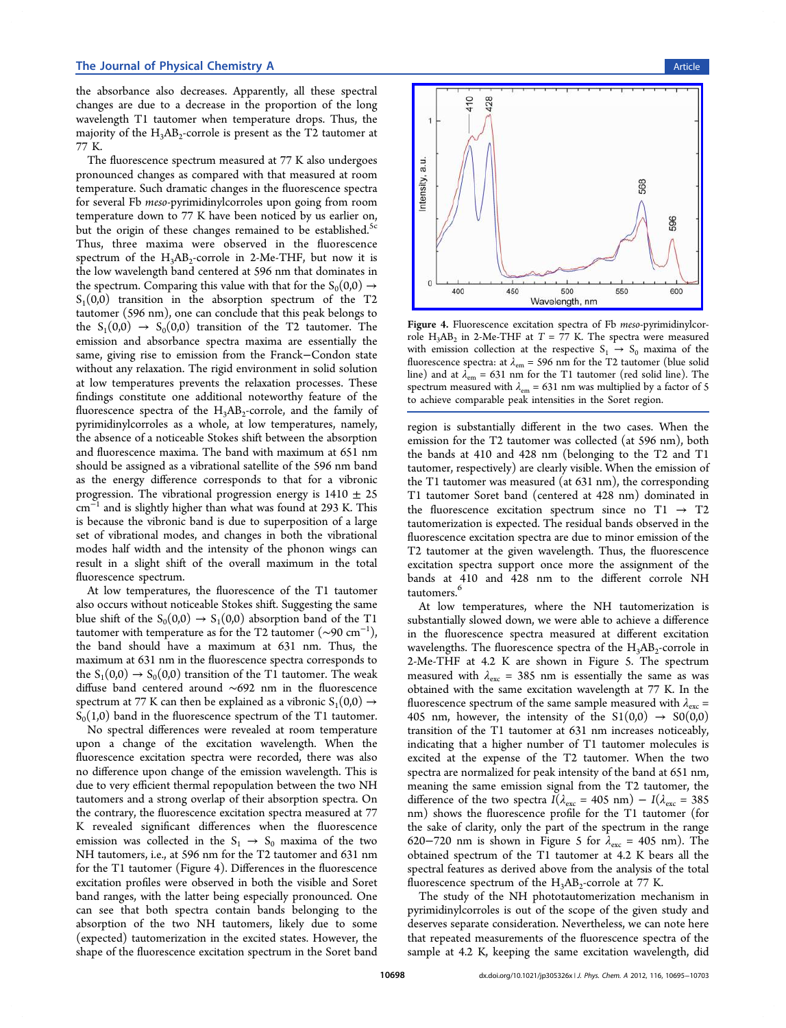the absorbance also decreases. Apparently, all these spectral changes are due to a decrease in the proportion of the long wavelength T1 tautomer when temperature drops. Thus, the majority of the $H_3AB_2$-corrole is present as the T2 tautomer at 77 K.

The fluorescence spectrum measured at 77 K also undergoes pronounced changes as compared with that measured at room temperature. Such dramatic changes in the fluorescence spectra for several Fb *meso*-pyrimidinylcorroles upon going from room temperature down to 77 K have been noticed by us earlier on, but the origin of these changes remained to be established.[5c] Thus, three maxima were observed in the fluorescence spectrum of the $H_3AB_2$-corrole in 2-Me-THF, but now it is the low wavelength band centered at 596 nm that dominates in the spectrum. Comparing this value with that for the $S_0(0,0) \rightarrow S_1(0,0)$ transition in the absorption spectrum of the T2 tautomer (596 nm), one can conclude that this peak belongs to the $S_1(0,0) \rightarrow S_0(0,0)$ transition of the T2 tautomer. The emission and absorbance spectra maxima are essentially the same, giving rise to emission from the Franck–Condon state without any relaxation. The rigid environment in solid solution at low temperatures prevents the relaxation processes. These findings constitute one additional noteworthy feature of the fluorescence spectra of the $H_3AB_2$-corrole, and the family of pyrimidinylcorroles as a whole, at low temperatures, namely, the absence of a noticeable Stokes shift between the absorption and fluorescence maxima. The band with maximum at 651 nm should be assigned as a vibrational satellite of the 596 nm band as the energy difference corresponds to that for a vibronic progression. The vibrational progression energy is 1410 ± 25 $cm^{-1}$ and is slightly higher than what was found at 293 K. This is because the vibronic band is due to superposition of a large set of vibrational modes, and changes in both the vibrational modes half width and the intensity of the phonon wings can result in a slight shift of the overall maximum in the total fluorescence spectrum.

At low temperatures, the fluorescence of the T1 tautomer also occurs without noticeable Stokes shift. Suggesting the same blue shift of the $S_0(0,0) \rightarrow S_1(0,0)$ absorption band of the T1 tautomer with temperature as for the T2 tautomer (~90 $cm^{-1}$), the band should have a maximum at 631 nm. Thus, the maximum at 631 nm in the fluorescence spectra corresponds to the $S_1(0,0) \rightarrow S_0(0,0)$ transition of the T1 tautomer. The weak diffuse band centered around ~692 nm in the fluorescence spectrum at 77 K can then be explained as a vibronic $S_1(0,0) \rightarrow S_0(1,0)$ band in the fluorescence spectrum of the T1 tautomer.

No spectral differences were revealed at room temperature upon a change of the excitation wavelength. When the fluorescence excitation spectra were recorded, there was also no difference upon change of the emission wavelength. This is due to very efficient thermal repopulation between the two NH tautomers and a strong overlap of their absorption spectra. On the contrary, the fluorescence excitation spectra measured at 77 K revealed significant differences when the fluorescence emission was collected in the $S_1 \rightarrow S_0$ maxima of the two NH tautomers, i.e., at 596 nm for the T2 tautomer and 631 nm for the T1 tautomer (Figure 4). Differences in the fluorescence excitation profiles were observed in both the visible and Soret band ranges, with the latter being especially pronounced. One can see that both spectra contain bands belonging to the absorption of the two NH tautomers, likely due to some (expected) tautomerization in the excited states. However, the shape of the fluorescence excitation spectrum in the Soret band region is substantially different in the two cases. When the emission for the T2 tautomer was collected (at 596 nm), both the bands at 410 and 428 nm (belonging to the T2 and T1 tautomer, respectively) are clearly visible. When the emission of the T1 tautomer was measured (at 631 nm), the corresponding T1 tautomer Soret band (centered at 428 nm) dominated in the fluorescence excitation spectrum since no T1 → T2 tautomerization is expected. The residual bands observed in the fluorescence excitation spectra are due to minor emission of the T2 tautomer at the given wavelength. Thus, the fluorescence excitation spectra support once more the assignment of the bands at 410 and 428 nm to the different corrole NH tautomers.[6]

Figure 4. Fluorescence excitation spectra of Fb *meso*-pyrimidinylcorrole $H_3AB_2$ in 2-Me-THF at $T$ = 77 K. The spectra were measured with emission collection at the respective $S_1 \rightarrow S_0$ maxima of the fluorescence spectra: at $\lambda_{em}$ = 596 nm for the T2 tautomer (blue solid line) and at $\lambda_{em}$ = 631 nm for the T1 tautomer (red solid line). The spectrum measured with $\lambda_{em}$ = 631 nm was multiplied by a factor of 5 to achieve comparable peak intensities in the Soret region.

At low temperatures, where the NH tautomerization is substantially slowed down, we were able to achieve a difference in the fluorescence spectra measured at different excitation wavelengths. The fluorescence spectra of the $H_3AB_2$-corrole in 2-Me-THF at 4.2 K are shown in Figure 5. The spectrum measured with $\lambda_{exc}$ = 385 nm is essentially the same as was obtained with the same excitation wavelength at 77 K. In the fluorescence spectrum of the same sample measured with $\lambda_{exc}$ = 405 nm, however, the intensity of the $S1(0,0) \rightarrow S0(0,0)$ transition of the T1 tautomer at 631 nm increases noticeably, indicating that a higher number of T1 tautomer molecules is excited at the expense of the T2 tautomer. When the two spectra are normalized for peak intensity of the band at 651 nm, meaning the same emission signal from the T2 tautomer, the difference of the two spectra $I(\lambda_{exc}$ = 405 nm) − $I(\lambda_{exc}$ = 385 nm) shows the fluorescence profile for the T1 tautomer (for the sake of clarity, only the part of the spectrum in the range 620–720 nm is shown in Figure 5 for $\lambda_{exc}$ = 405 nm). The obtained spectrum of the T1 tautomer at 4.2 K bears all the spectral features as derived above from the analysis of the total fluorescence spectrum of the $H_3AB_2$-corrole at 77 K.

The study of the NH phototautomerization mechanism in pyrimidinylcorroles is out of the scope of the given study and deserves separate consideration. Nevertheless, we can note here that repeated measurements of the fluorescence spectra of the sample at 4.2 K, keeping the same excitation wavelength, did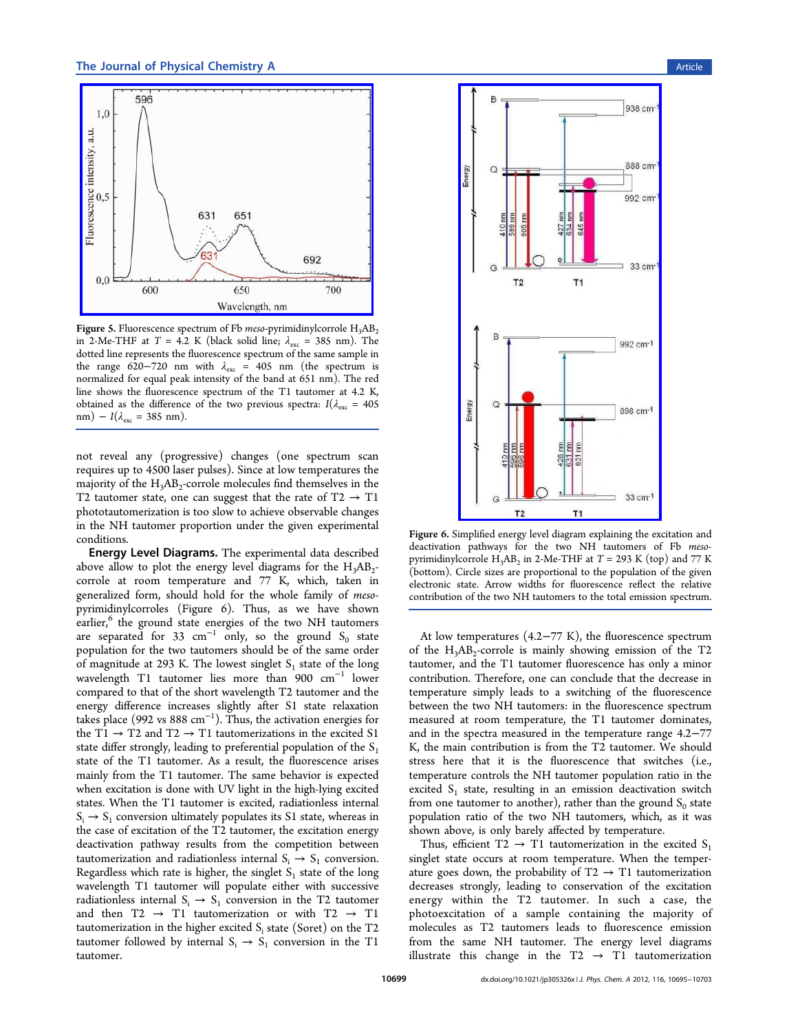Figure 5. Fluorescence spectrum of Fb *meso*-pyrimidinylcorrole $H_3AB_2$ in 2-Me-THF at $T = 4.2$ K (black solid line; $\lambda_{exc} = 385$ nm). The dotted line represents the fluorescence spectrum of the same sample in the range 620−720 nm with $\lambda_{exc} = 405$ nm (the spectrum is normalized for equal peak intensity of the band at 651 nm). The red line shows the fluorescence spectrum of the T1 tautomer at 4.2 K, obtained as the difference of the two previous spectra: $I(\lambda_{exc} = 405$ nm$) - I(\lambda_{exc} = 385$ nm$)$.

not reveal any (progressive) changes (one spectrum scan requires up to 4500 laser pulses). Since at low temperatures the majority of the $H_3AB_2$-corrole molecules find themselves in the T2 tautomer state, one can suggest that the rate of T2 → T1 phototautomerization is too slow to achieve observable changes in the NH tautomer proportion under the given experimental conditions.

**Energy Level Diagrams.** The experimental data described above allow to plot the energy level diagrams for the $H_3AB_2$-corrole at room temperature and 77 K, which, taken in generalized form, should hold for the whole family of *meso*-pyrimidinylcorroles (Figure 6). Thus, as we have shown earlier,[6] the ground state energies of the two NH tautomers are separated for 33 $cm^{-1}$ only, so the ground $S_0$ state population for the two tautomers should be of the same order of magnitude at 293 K. The lowest singlet $S_1$ state of the long wavelength T1 tautomer lies more than 900 $cm^{-1}$ lower compared to that of the short wavelength T2 tautomer and the energy difference increases slightly after S1 state relaxation takes place (992 vs 888 $cm^{-1}$). Thus, the activation energies for the T1 → T2 and T2 → T1 tautomerizations in the excited S1 state differ strongly, leading to preferential population of the $S_1$ state of the T1 tautomer. As a result, the fluorescence arises mainly from the T1 tautomer. The same behavior is expected when excitation is done with UV light in the high-lying excited states. When the T1 tautomer is excited, radiationless internal $S_i \to S_1$ conversion ultimately populates its S1 state, whereas in the case of excitation of the T2 tautomer, the excitation energy deactivation pathway results from the competition between tautomerization and radiationless internal $S_i \to S_1$ conversion. Regardless which rate is higher, the singlet $S_1$ state of the long wavelength T1 tautomer will populate either with successive radiationless internal $S_i \to S_1$ conversion in the T2 tautomer and then T2 → T1 tautomerization or with T2 → T1 tautomerization in the higher excited $S_i$ state (Soret) on the T2 tautomer followed by internal $S_i \to S_1$ conversion in the T1 tautomer.

Figure 6. Simplified energy level diagram explaining the excitation and deactivation pathways for the two NH tautomers of Fb *meso*-pyrimidinylcorrole $H_3AB_2$ in 2-Me-THF at $T = 293$ K (top) and 77 K (bottom). Circle sizes are proportional to the population of the given electronic state. Arrow widths for fluorescence reflect the relative contribution of the two NH tautomers to the total emission spectrum.

At low temperatures (4.2−77 K), the fluorescence spectrum of the $H_3AB_2$-corrole is mainly showing emission of the T2 tautomer, and the T1 tautomer fluorescence has only a minor contribution. Therefore, one can conclude that the decrease in temperature simply leads to a switching of the fluorescence between the two NH tautomers: in the fluorescence spectrum measured at room temperature, the T1 tautomer dominates, and in the spectra measured in the temperature range 4.2−77 K, the main contribution is from the T2 tautomer. We should stress here that it is the fluorescence that switches (i.e., temperature controls the NH tautomer population ratio in the excited $S_1$ state, resulting in an emission deactivation switch from one tautomer to another), rather than the ground $S_0$ state population ratio of the two NH tautomers, which, as it was shown above, is only barely affected by temperature.

Thus, efficient T2 → T1 tautomerization in the excited $S_1$ singlet state occurs at room temperature. When the temperature goes down, the probability of T2 → T1 tautomerization decreases strongly, leading to conservation of the excitation energy within the T2 tautomer. In such a case, the photoexcitation of a sample containing the majority of molecules as T2 tautomers leads to fluorescence emission from the same NH tautomer. The energy level diagrams illustrate this change in the T2 → T1 tautomerization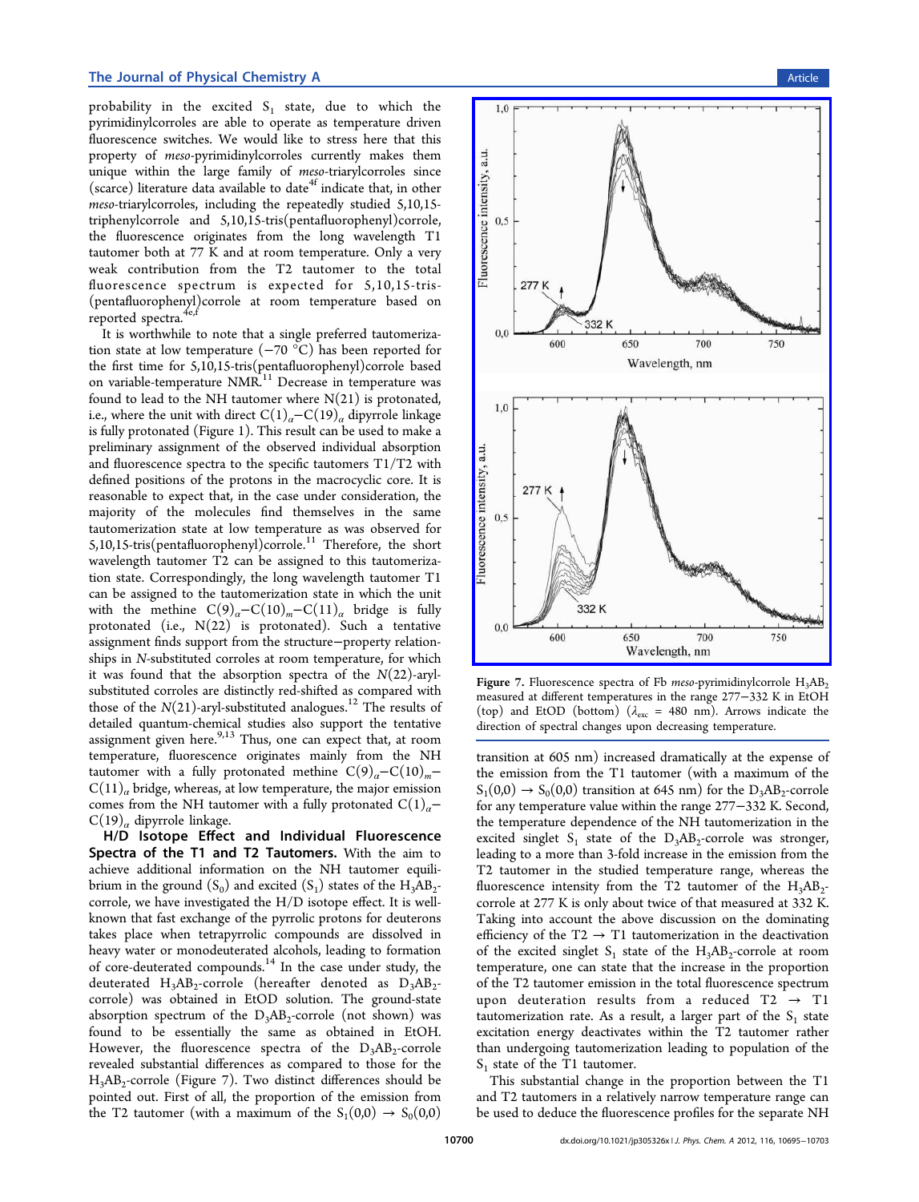probability in the excited $S_1$ state, due to which the pyrimidinylcorroles are able to operate as temperature driven fluorescence switches. We would like to stress here that this property of *meso*-pyrimidinylcorroles currently makes them unique within the large family of *meso*-triarylcorroles since (scarce) literature data available to date[4f] indicate that, in other *meso*-triarylcorroles, including the repeatedly studied 5,10,15-triphenylcorrole and 5,10,15-tris(pentafluorophenyl)corrole, the fluorescence originates from the long wavelength T1 tautomer both at 77 K and at room temperature. Only a very weak contribution from the T2 tautomer to the total fluorescence spectrum is expected for 5,10,15-tris-(pentafluorophenyl)corrole at room temperature based on reported spectra.[4e,f]

It is worthwhile to note that a single preferred tautomerization state at low temperature (−70 °C) has been reported for the first time for 5,10,15-tris(pentafluorophenyl)corrole based on variable-temperature NMR.[11] Decrease in temperature was found to lead to the NH tautomer where N(21) is protonated, i.e., where the unit with direct $C(1)_\alpha$–$C(19)_\alpha$ dipyrrole linkage is fully protonated (Figure 1). This result can be used to make a preliminary assignment of the observed individual absorption and fluorescence spectra to the specific tautomers T1/T2 with defined positions of the protons in the macrocyclic core. It is reasonable to expect that, in the case under consideration, the majority of the molecules find themselves in the same tautomerization state at low temperature as was observed for 5,10,15-tris(pentafluorophenyl)corrole.[11] Therefore, the short wavelength tautomer T2 can be assigned to this tautomerization state. Correspondingly, the long wavelength tautomer T1 can be assigned to the tautomerization state in which the unit with the methine $C(9)_\alpha$–$C(10)_m$–$C(11)_\alpha$ bridge is fully protonated (i.e., N(22) is protonated). Such a tentative assignment finds support from the structure–property relationships in *N*-substituted corroles at room temperature, for which it was found that the absorption spectra of the *N*(22)-aryl-substituted corroles are distinctly red-shifted as compared with those of the *N*(21)-aryl-substituted analogues.[12] The results of detailed quantum-chemical studies also support the tentative assignment given here.[9,13] Thus, one can expect that, at room temperature, fluorescence originates mainly from the NH tautomer with a fully protonated methine $C(9)_\alpha$–$C(10)_m$–$C(11)_\alpha$ bridge, whereas, at low temperature, the major emission comes from the NH tautomer with a fully protonated $C(1)_\alpha$–$C(19)_\alpha$ dipyrrole linkage.

**H/D Isotope Effect and Individual Fluorescence Spectra of the T1 and T2 Tautomers.** With the aim to achieve additional information on the NH tautomer equilibrium in the ground ($S_0$) and excited ($S_1$) states of the $H_3AB_2$-corrole, we have investigated the H/D isotope effect. It is well-known that fast exchange of the pyrrolic protons for deuterons takes place when tetrapyrrolic compounds are dissolved in heavy water or monodeuterated alcohols, leading to formation of core-deuterated compounds.[14] In the case under study, the deuterated $H_3AB_2$-corrole (hereafter denoted as $D_3AB_2$-corrole) was obtained in EtOD solution. The ground-state absorption spectrum of the $D_3AB_2$-corrole (not shown) was found to be essentially the same as obtained in EtOH. However, the fluorescence spectra of the $D_3AB_2$-corrole revealed substantial differences as compared to those for the $H_3AB_2$-corrole (Figure 7). Two distinct differences should be pointed out. First of all, the proportion of the emission from the T2 tautomer (with a maximum of the $S_1(0,0) \rightarrow S_0(0,0)$ transition at 605 nm) increased dramatically at the expense of the emission from the T1 tautomer (with a maximum of the $S_1(0,0) \rightarrow S_0(0,0)$ transition at 645 nm) for the $D_3AB_2$-corrole for any temperature value within the range 277–332 K. Second, the temperature dependence of the NH tautomerization in the excited singlet $S_1$ state of the $D_3AB_2$-corrole was stronger, leading to a more than 3-fold increase in the emission from the T2 tautomer in the studied temperature range, whereas the fluorescence intensity from the T2 tautomer of the $H_3AB_2$-corrole at 277 K is only about twice of that measured at 332 K. Taking into account the above discussion on the dominating efficiency of the T2 → T1 tautomerization in the deactivation of the excited singlet $S_1$ state of the $H_3AB_2$-corrole at room temperature, one can state that the increase in the proportion of the T2 tautomer emission in the total fluorescence spectrum upon deuteration results from a reduced T2 → T1 tautomerization rate. As a result, a larger part of the $S_1$ state excitation energy deactivates within the T2 tautomer rather than undergoing tautomerization leading to population of the $S_1$ state of the T1 tautomer.

Figure 7. Fluorescence spectra of Fb *meso*-pyrimidinylcorrole $H_3AB_2$ measured at different temperatures in the range 277–332 K in EtOH (top) and EtOD (bottom) ($\lambda_{exc}$ = 480 nm). Arrows indicate the direction of spectral changes upon decreasing temperature.

This substantial change in the proportion between the T1 and T2 tautomers in a relatively narrow temperature range can be used to deduce the fluorescence profiles for the separate NH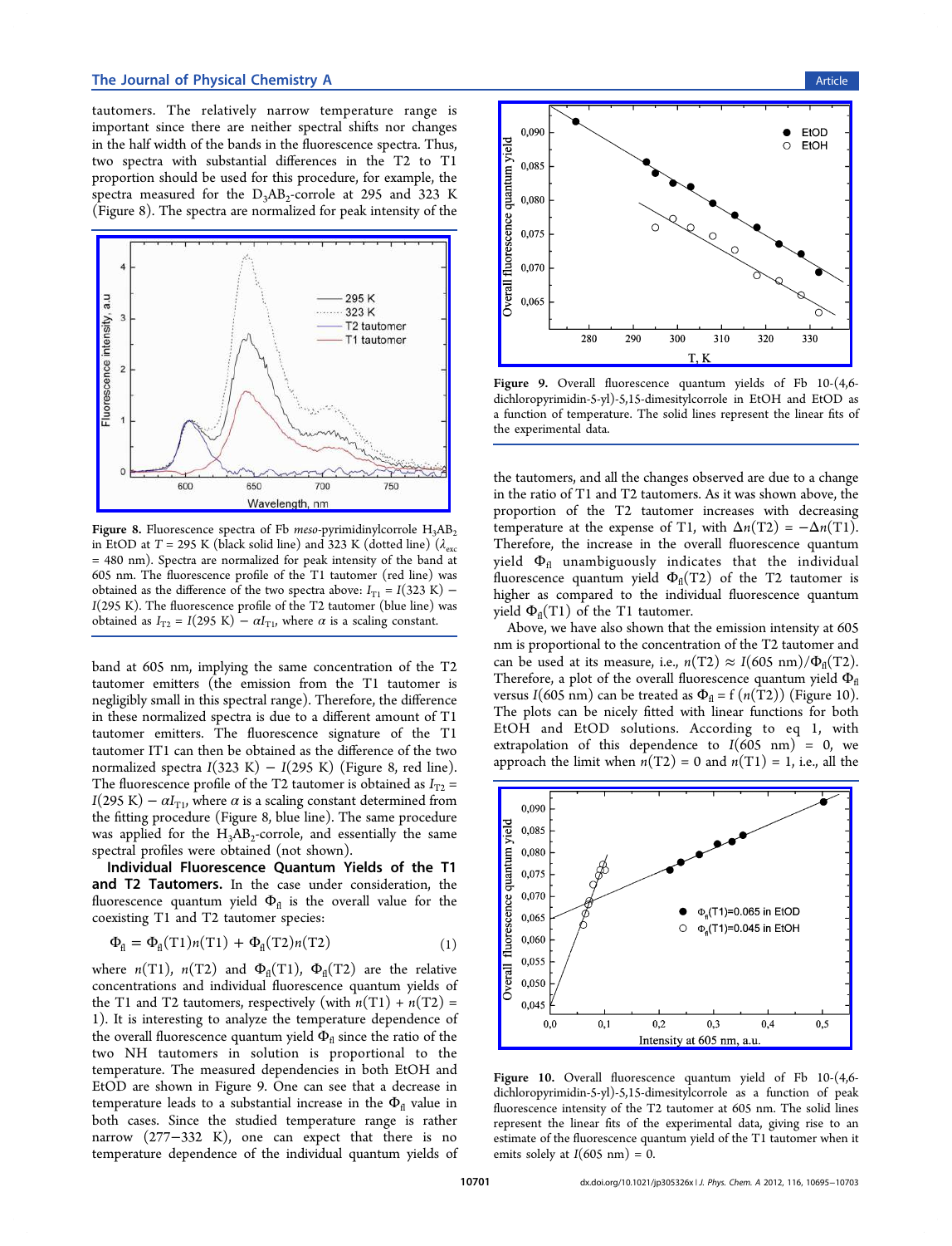tautomers. The relatively narrow temperature range is important since there are neither spectral shifts nor changes in the half width of the bands in the fluorescence spectra. Thus, two spectra with substantial differences in the T2 to T1 proportion should be used for this procedure, for example, the spectra measured for the $D_3AB_2$-corrole at 295 and 323 K (Figure 8). The spectra are normalized for peak intensity of the band at 605 nm, implying the same concentration of the T2 tautomer emitters (the emission from the T1 tautomer is negligibly small in this spectral range). Therefore, the difference in these normalized spectra is due to a different amount of T1 tautomer emitters. The fluorescence signature of the T1 tautomer IT1 can then be obtained as the difference of the two normalized spectra $I(323\ \text{K}) - I(295\ \text{K})$ (Figure 8, red line). The fluorescence profile of the T2 tautomer is obtained as $I_{T2} = I(295\ \text{K}) - \alpha I_{T1}$, where $\alpha$ is a scaling constant determined from the fitting procedure (Figure 8, blue line). The same procedure was applied for the $H_3AB_2$-corrole, and essentially the same spectral profiles were obtained (not shown).

Figure 8. Fluorescence spectra of Fb *meso*-pyrimidinylcorrole $H_3AB_2$ in EtOD at $T$ = 295 K (black solid line) and 323 K (dotted line) ($\lambda_{exc}$ = 480 nm). Spectra are normalized for peak intensity of the band at 605 nm. The fluorescence profile of the T1 tautomer (red line) was obtained as the difference of the two spectra above: $I_{T1} = I(323\ \text{K}) - I(295\ \text{K})$. The fluorescence profile of the T2 tautomer (blue line) was obtained as $I_{T2} = I(295\ \text{K}) - \alpha I_{T1}$, where $\alpha$ is a scaling constant.

**Individual Fluorescence Quantum Yields of the T1 and T2 Tautomers.** In the case under consideration, the fluorescence quantum yield $\Phi_{fl}$ is the overall value for the coexisting T1 and T2 tautomer species:

$$\Phi_{fl} = \Phi_{fl}(\text{T1})n(\text{T1}) + \Phi_{fl}(\text{T2})n(\text{T2}) \tag{1}$$

where $n(\text{T1})$, $n(\text{T2})$ and $\Phi_{fl}(\text{T1})$, $\Phi_{fl}(\text{T2})$ are the relative concentrations and individual fluorescence quantum yields of the T1 and T2 tautomers, respectively (with $n(\text{T1}) + n(\text{T2}) = 1$). It is interesting to analyze the temperature dependence of the overall fluorescence quantum yield $\Phi_{fl}$ since the ratio of the two NH tautomers in solution is proportional to the temperature. The measured dependencies in both EtOH and EtOD are shown in Figure 9. One can see that a decrease in temperature leads to a substantial increase in the $\Phi_{fl}$ value in both cases. Since the studied temperature range is rather narrow (277−332 K), one can expect that there is no temperature dependence of the individual quantum yields of the tautomers, and all the changes observed are due to a change in the ratio of T1 and T2 tautomers. As it was shown above, the proportion of the T2 tautomer increases with decreasing temperature at the expense of T1, with $\Delta n(\text{T2}) = -\Delta n(\text{T1})$. Therefore, the increase in the overall fluorescence quantum yield $\Phi_{fl}$ unambiguously indicates that the individual fluorescence quantum yield $\Phi_{fl}(\text{T2})$ of the T2 tautomer is higher as compared to the individual fluorescence quantum yield $\Phi_{fl}(\text{T1})$ of the T1 tautomer.

Figure 9. Overall fluorescence quantum yields of Fb 10-(4,6-dichloropyrimidin-5-yl)-5,15-dimesitylcorrole in EtOH and EtOD as a function of temperature. The solid lines represent the linear fits of the experimental data.

Above, we have also shown that the emission intensity at 605 nm is proportional to the concentration of the T2 tautomer and can be used at its measure, i.e., $n(\text{T2}) \approx I(605\ \text{nm})/\Phi_{fl}(\text{T2})$. Therefore, a plot of the overall fluorescence quantum yield $\Phi_{fl}$ versus $I(605\ \text{nm})$ can be treated as $\Phi_{fl} = f(n(\text{T2}))$ (Figure 10). The plots can be nicely fitted with linear functions for both EtOH and EtOD solutions. According to eq 1, with extrapolation of this dependence to $I(605\ \text{nm}) = 0$, we approach the limit when $n(\text{T2}) = 0$ and $n(\text{T1}) = 1$, i.e., all the

Figure 10. Overall fluorescence quantum yield of Fb 10-(4,6-dichloropyrimidin-5-yl)-5,15-dimesitylcorrole as a function of peak fluorescence intensity of the T2 tautomer at 605 nm. The solid lines represent the linear fits of the experimental data, giving rise to an estimate of the fluorescence quantum yield of the T1 tautomer when it emits solely at $I(605\ \text{nm}) = 0$.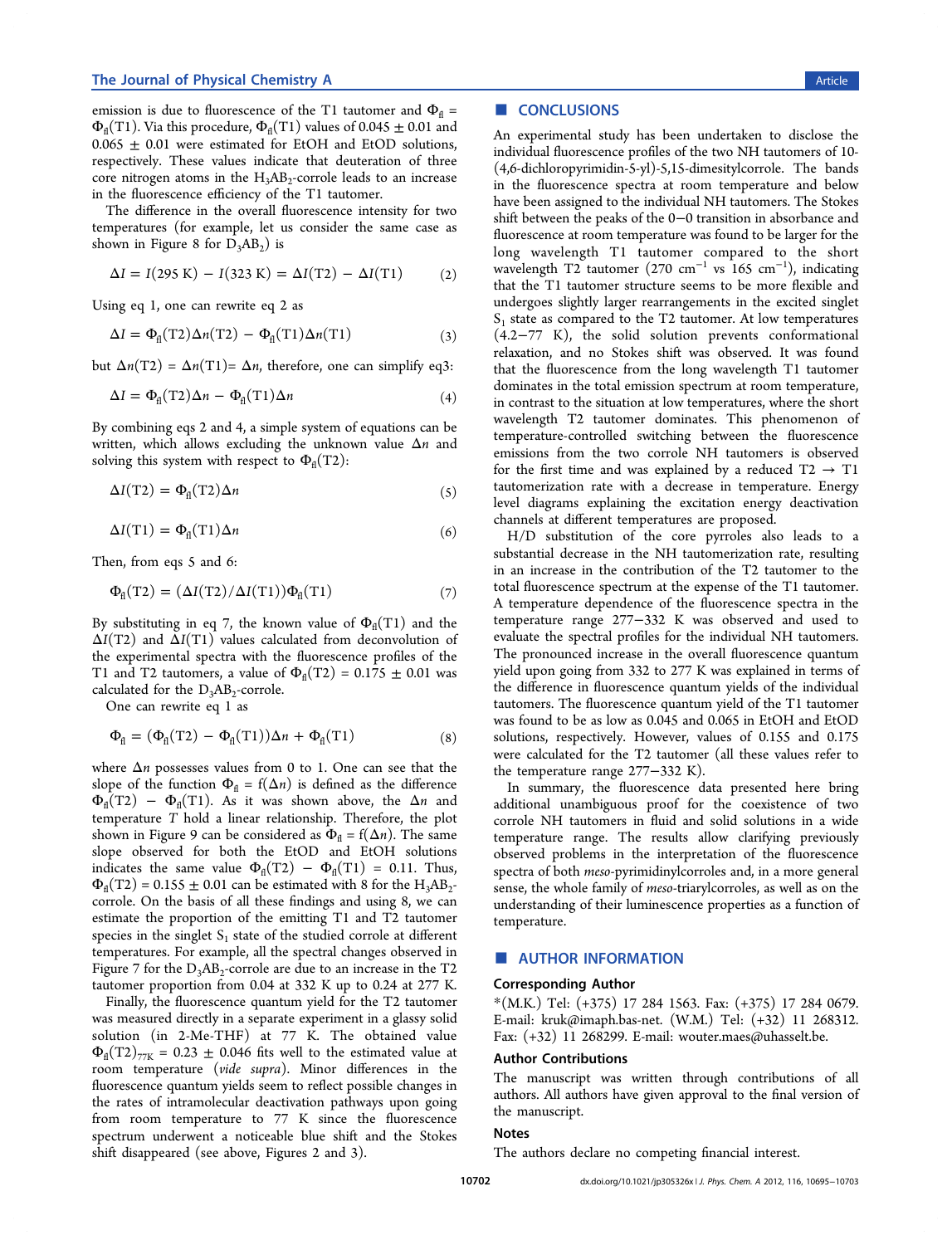emission is due to fluorescence of the T1 tautomer and $\Phi_{fl} = \Phi_{fl}(T1)$. Via this procedure, $\Phi_{fl}(T1)$ values of 0.045 ± 0.01 and 0.065 ± 0.01 were estimated for EtOH and EtOD solutions, respectively. These values indicate that deuteration of three core nitrogen atoms in the $H_3AB_2$-corrole leads to an increase in the fluorescence efficiency of the T1 tautomer.

The difference in the overall fluorescence intensity for two temperatures (for example, let us consider the same case as shown in Figure 8 for $D_3AB_2$) is

$$\Delta I = I(295\text{ K}) - I(323\text{ K}) = \Delta I(\text{T2}) - \Delta I(\text{T1}) \tag{2}$$

Using eq 1, one can rewrite eq 2 as

$$\Delta I = \Phi_{fl}(\text{T2})\Delta n(\text{T2}) - \Phi_{fl}(\text{T1})\Delta n(\text{T1}) \tag{3}$$

but $\Delta n(\text{T2}) = \Delta n(\text{T1}) = \Delta n$, therefore, one can simplify eq3:

$$\Delta I = \Phi_{fl}(\text{T2})\Delta n - \Phi_{fl}(\text{T1})\Delta n \tag{4}$$

By combining eqs 2 and 4, a simple system of equations can be written, which allows excluding the unknown value $\Delta n$ and solving this system with respect to $\Phi_{fl}(\text{T2})$:

$$\Delta I(\text{T2}) = \Phi_{fl}(\text{T2})\Delta n \tag{5}$$

$$\Delta I(\text{T1}) = \Phi_{fl}(\text{T1})\Delta n \tag{6}$$

Then, from eqs 5 and 6:

$$\Phi_{fl}(\text{T2}) = (\Delta I(\text{T2})/\Delta I(\text{T1}))\Phi_{fl}(\text{T1}) \tag{7}$$

By substituting in eq 7, the known value of $\Phi_{fl}(\text{T1})$ and the $\Delta I(\text{T2})$ and $\Delta I(\text{T1})$ values calculated from deconvolution of the experimental spectra with the fluorescence profiles of the T1 and T2 tautomers, a value of $\Phi_{fl}(\text{T2}) = 0.175 \pm 0.01$ was calculated for the $D_3AB_2$-corrole.

One can rewrite eq 1 as

$$\Phi_{fl} = (\Phi_{fl}(\text{T2}) - \Phi_{fl}(\text{T1}))\Delta n + \Phi_{fl}(\text{T1}) \tag{8}$$

where $\Delta n$ possesses values from 0 to 1. One can see that the slope of the function $\Phi_{fl} = f(\Delta n)$ is defined as the difference $\Phi_{fl}(\text{T2}) - \Phi_{fl}(\text{T1})$. As it was shown above, the $\Delta n$ and temperature $T$ hold a linear relationship. Therefore, the plot shown in Figure 9 can be considered as $\Phi_{fl} = f(\Delta n)$. The same slope observed for both the EtOD and EtOH solutions indicates the same value $\Phi_{fl}(\text{T2}) - \Phi_{fl}(\text{T1}) = 0.11$. Thus, $\Phi_{fl}(\text{T2}) = 0.155 \pm 0.01$ can be estimated with 8 for the $H_3AB_2$-corrole. On the basis of all these findings and using 8, we can estimate the proportion of the emitting T1 and T2 tautomer species in the singlet $S_1$ state of the studied corrole at different temperatures. For example, all the spectral changes observed in Figure 7 for the $D_3AB_2$-corrole are due to an increase in the T2 tautomer proportion from 0.04 at 332 K up to 0.24 at 277 K.

Finally, the fluorescence quantum yield for the T2 tautomer was measured directly in a separate experiment in a glassy solid solution (in 2-Me-THF) at 77 K. The obtained value $\Phi_{fl}(\text{T2})_{77\text{K}} = 0.23 \pm 0.046$ fits well to the estimated value at room temperature (*vide supra*). Minor differences in the fluorescence quantum yields seem to reflect possible changes in the rates of intramolecular deactivation pathways upon going from room temperature to 77 K since the fluorescence spectrum underwent a noticeable blue shift and the Stokes shift disappeared (see above, Figures 2 and 3).

## ■ CONCLUSIONS

An experimental study has been undertaken to disclose the individual fluorescence profiles of the two NH tautomers of 10-(4,6-dichloropyrimidin-5-yl)-5,15-dimesitylcorrole. The bands in the fluorescence spectra at room temperature and below have been assigned to the individual NH tautomers. The Stokes shift between the peaks of the 0−0 transition in absorbance and fluorescence at room temperature was found to be larger for the long wavelength T1 tautomer compared to the short wavelength T2 tautomer (270 $\text{cm}^{-1}$ vs 165 $\text{cm}^{-1}$), indicating that the T1 tautomer structure seems to be more flexible and undergoes slightly larger rearrangements in the excited singlet $S_1$ state as compared to the T2 tautomer. At low temperatures (4.2−77 K), the solid solution prevents conformational relaxation, and no Stokes shift was observed. It was found that the fluorescence from the long wavelength T1 tautomer dominates in the total emission spectrum at room temperature, in contrast to the situation at low temperatures, where the short wavelength T2 tautomer dominates. This phenomenon of temperature-controlled switching between the fluorescence emissions from the two corrole NH tautomers is observed for the first time and was explained by a reduced T2 → T1 tautomerization rate with a decrease in temperature. Energy level diagrams explaining the excitation energy deactivation channels at different temperatures are proposed.

H/D substitution of the core pyrroles also leads to a substantial decrease in the NH tautomerization rate, resulting in an increase in the contribution of the T2 tautomer to the total fluorescence spectrum at the expense of the T1 tautomer. A temperature dependence of the fluorescence spectra in the temperature range 277−332 K was observed and used to evaluate the spectral profiles for the individual NH tautomers. The pronounced increase in the overall fluorescence quantum yield upon going from 332 to 277 K was explained in terms of the difference in fluorescence quantum yields of the individual tautomers. The fluorescence quantum yield of the T1 tautomer was found to be as low as 0.045 and 0.065 in EtOH and EtOD solutions, respectively. However, values of 0.155 and 0.175 were calculated for the T2 tautomer (all these values refer to the temperature range 277−332 K).

In summary, the fluorescence data presented here bring additional unambiguous proof for the coexistence of two corrole NH tautomers in fluid and solid solutions in a wide temperature range. The results allow clarifying previously observed problems in the interpretation of the fluorescence spectra of both *meso*-pyrimidinylcorroles and, in a more general sense, the whole family of *meso*-triarylcorroles, as well as on the understanding of their luminescence properties as a function of temperature.

## ■ AUTHOR INFORMATION

### Corresponding Author

*(M.K.) Tel: (+375) 17 284 1563. Fax: (+375) 17 284 0679. E-mail: kruk@imaph.bas-net. (W.M.) Tel: (+32) 11 268312. Fax: (+32) 11 268299. E-mail: wouter.maes@uhasselt.be.

### Author Contributions

The manuscript was written through contributions of all authors. All authors have given approval to the final version of the manuscript.

### Notes

The authors declare no competing financial interest.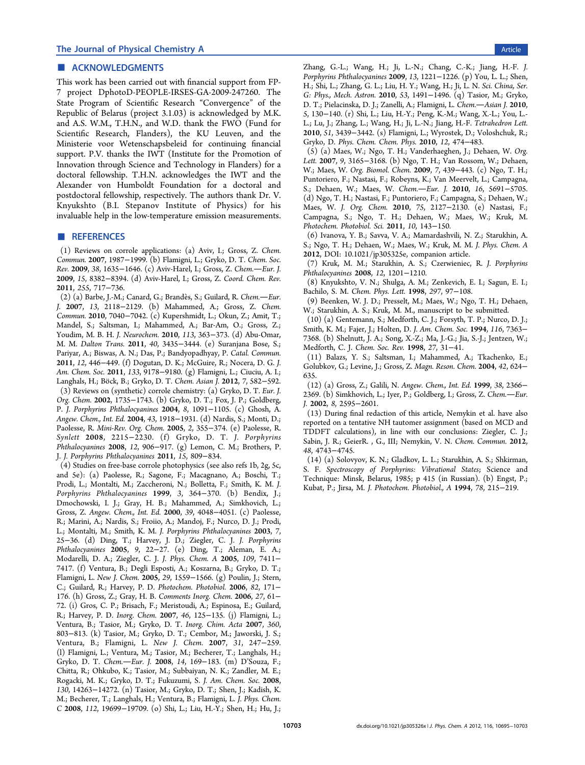## ■ ACKNOWLEDGMENTS

This work has been carried out with financial support from FP-7 project DphotoD-PEOPLE-IRSES-GA-2009-247260. The State Program of Scientific Research "Convergence" of the Republic of Belarus (project 3.1.03) is acknowledged by M.K. and A.S. W.M., T.H.N., and W.D. thank the FWO (Fund for Scientific Research, Flanders), the KU Leuven, and the Ministerie voor Wetenschapsbeleid for continuing financial support. P.V. thanks the IWT (Institute for the Promotion of Innovation through Science and Technology in Flanders) for a doctoral fellowship. T.H.N. acknowledges the IWT and the Alexander von Humboldt Foundation for a doctoral and postdoctoral fellowship, respectively. The authors thank Dr. V. Knyukshto (B.I. Stepanov Institute of Physics) for his invaluable help in the low-temperature emission measurements.

## ■ REFERENCES

(1) Reviews on corrole applications: (a) Aviv, I.; Gross, Z. *Chem. Commun.* **2007**, 1987−1999. (b) Flamigni, L.; Gryko, D. T. *Chem. Soc. Rev.* **2009**, *38*, 1635−1646. (c) Aviv-Harel, I.; Gross, Z. *Chem.—Eur. J.* **2009**, *15*, 8382−8394. (d) Aviv-Harel, I.; Gross, Z. *Coord. Chem. Rev.* **2011**, *255*, 717−736.

(2) (a) Barbe, J.-M.; Canard, G.; Brandès, S.; Guilard, R. *Chem.—Eur. J.* **2007**, *13*, 2118−2129. (b) Mahammed, A.; Gross, Z. *Chem. Commun.* **2010**, 7040−7042. (c) Kupershmidt, L.; Okun, Z.; Amit, T.; Mandel, S.; Saltsman, I.; Mahammed, A.; Bar-Am, O.; Gross, Z.; Youdim, M. B. H. *J. Neurochem.* **2010**, *113*, 363−373. (d) Abu-Omar, M. M. *Dalton Trans.* **2011**, *40*, 3435−3444. (e) Suranjana Bose, S.; Pariyar, A.; Biswas, A. N.; Das, P.; Bandyopadhyay, P. *Catal. Commun.* **2011**, *12*, 446−449. (f) Dogutan, D. K.; McGuire, R.; Nocera, D. G. *J. Am. Chem. Soc.* **2011**, *133*, 9178−9180. (g) Flamigni, L.; Ciuciu, A. I.; Langhals, H.; Böck, B.; Gryko, D. T. *Chem. Asian J.* **2012**, *7*, 582−592.

(3) Reviews on (synthetic) corrole chemistry: (a) Gryko, D. T. *Eur. J. Org. Chem.* **2002**, 1735−1743. (b) Gryko, D. T.; Fox, J. P.; Goldberg, P. *J. Porphyrins Phthalocyanines* **2004**, *8*, 1091−1105. (c) Ghosh, A. *Angew. Chem., Int. Ed.* **2004**, *43*, 1918−1931. (d) Nardis, S.; Monti, D.; Paolesse, R. *Mini-Rev. Org. Chem.* **2005**, *2*, 355−374. (e) Paolesse, R. *Synlett* **2008**, 2215−2230. (f) Gryko, D. T. *J. Porphyrins Phthalocyanines* **2008**, *12*, 906−917. (g) Lemon, C. M.; Brothers, P. J. *J. Porphyrins Phthalocyanines* **2011**, *15*, 809−834.

(4) Studies on free-base corrole photophysics (see also refs 1b, 2g, 5c, and 5e): (a) Paolesse, R.; Sagone, F.; Macagnano, A.; Boschi, T.; Prodi, L.; Montalti, M.; Zaccheroni, N.; Bolletta, F.; Smith, K. M. *J. Porphyrins Phthalocyanines* **1999**, *3*, 364−370. (b) Bendix, J.; Dmochowski, I. J.; Gray, H. B.; Mahammed, A.; Simkhovich, L.; Gross, Z. *Angew. Chem., Int. Ed.* **2000**, *39*, 4048−4051. (c) Paolesse, R.; Marini, A.; Nardis, S.; Froiio, A.; Mandoj, F.; Nurco, D. J.; Prodi, L.; Montalti, M.; Smith, K. M. *J. Porphyrins Phthalocyanines* **2003**, *7*, 25−36. (d) Ding, T.; Harvey, J. D.; Ziegler, C. J. *J. Porphyrins Phthalocyanines* **2005**, *9*, 22−27. (e) Ding, T.; Aleman, E. A.; Modarelli, D. A.; Ziegler, C. J. *J. Phys. Chem. A* **2005**, *109*, 7411−7417. (f) Ventura, B.; Degli Esposti, A.; Koszarna, B.; Gryko, D. T.; Flamigni, L. *New J. Chem.* **2005**, *29*, 1559−1566. (g) Poulin, J.; Stern, C.; Guilard, R.; Harvey, P. D. *Photochem. Photobiol.* **2006**, *82*, 171−176. (h) Gross, Z.; Gray, H. B. *Comments Inorg. Chem.* **2006**, *27*, 61−72. (i) Gros, C. P.; Brisach, F.; Meristoudi, A.; Espinosa, E.; Guilard, R.; Harvey, P. D. *Inorg. Chem.* **2007**, *46*, 125−135. (j) Flamigni, L.; Ventura, B.; Tasior, M.; Gryko, D. T. *Inorg. Chim. Acta* **2007**, *360*, 803−813. (k) Tasior, M.; Gryko, D. T.; Cembor, M.; Jaworski, J. S.; Ventura, B.; Flamigni, L. *New J. Chem.* **2007**, *31*, 247−259. (l) Flamigni, L.; Ventura, M.; Tasior, M.; Becherer, T.; Langhals, H.; Gryko, D. T. *Chem.—Eur. J.* **2008**, *14*, 169−183. (m) D'Souza, F.; Chitta, R.; Ohkubo, K.; Tasior, M.; Subbaiyan, N. K.; Zandler, M. E.; Rogacki, M. K.; Gryko, D. T.; Fukuzumi, S. *J. Am. Chem. Soc.* **2008**, *130*, 14263−14272. (n) Tasior, M.; Gryko, D. T.; Shen, J.; Kadish, K. M.; Becherer, T.; Langhals, H.; Ventura, B.; Flamigni, L. *J. Phys. Chem. C* **2008**, *112*, 19699−19709. (o) Shi, L.; Liu, H.-Y.; Shen, H.; Hu, J.; Zhang, G.-L.; Wang, H.; Ji, L.-N.; Chang, C.-K.; Jiang, H.-F. *J. Porphyrins Phthalocyanines* **2009**, *13*, 1221−1226. (p) You, L. L.; Shen, H.; Shi, L.; Zhang, G. L.; Liu, H. Y.; Wang, H.; Ji, L. N. *Sci. China, Ser. G: Phys., Mech. Astron.* **2010**, *53*, 1491−1496. (q) Tasior, M.; Gryko, D. T.; Pielacinska, D. J.; Zanelli, A.; Flamigni, L. *Chem.—Asian J.* **2010**, *5*, 130−140. (r) Shi, L.; Liu, H.-Y.; Peng, K.-M.; Wang, X.-L.; You, L.-L.; Lu, J.; Zhang, L.; Wang, H.; Ji, L.-N.; Jiang, H.-F. *Tetrahedron Lett.* **2010**, *51*, 3439−3442. (s) Flamigni, L.; Wyrostek, D.; Voloshchuk, R.; Gryko, D. *Phys. Chem. Chem. Phys.* **2010**, *12*, 474−483.

(5) (a) Maes, W.; Ngo, T. H.; Vanderhaeghen, J.; Dehaen, W. *Org. Lett.* **2007**, *9*, 3165−3168. (b) Ngo, T. H.; Van Rossom, W.; Dehaen, W.; Maes, W. *Org. Biomol. Chem.* **2009**, *7*, 439−443. (c) Ngo, T. H.; Puntoriero, F.; Nastasi, F.; Robeyns, K.; Van Meervelt, L.; Campagna, S.; Dehaen, W.; Maes, W. *Chem.—Eur. J.* **2010**, *16*, 5691−5705. (d) Ngo, T. H.; Nastasi, F.; Puntoriero, F.; Campagna, S.; Dehaen, W.; Maes, W. *J. Org. Chem.* **2010**, *75*, 2127−2130. (e) Nastasi, F.; Campagna, S.; Ngo, T. H.; Dehaen, W.; Maes, W.; Kruk, M. *Photochem. Photobiol. Sci.* **2011**, *10*, 143−150.

(6) Ivanova, Y. B.; Savva, V. A.; Mamardashvili, N. Z.; Starukhin, A. S.; Ngo, T. H.; Dehaen, W.; Maes, W.; Kruk, M. M. *J. Phys. Chem. A* **2012**, DOI: 10.1021/jp305326e, companion article.

(7) Kruk, M. M.; Starukhin, A. S.; Czerwieniec, R. *J. Porphyrins Phthalocyanines* **2008**, *12*, 1201−1210.

(8) Knyukshto, V. N.; Shulga, A. M.; Zenkevich, E. I.; Sagun, E. I.; Bachilo, S. M. *Chem. Phys. Lett.* **1998**, *297*, 97−108.

(9) Beenken, W. J. D.; Presselt, M.; Maes, W.; Ngo, T. H.; Dehaen, W.; Starukhin, A. S.; Kruk, M. M., manuscript to be submitted.

(10) (a) Gentemann, S.; Medforth, C. J.; Forsyth, T. P.; Nurco, D. J.; Smith, K. M.; Fajer, J.; Holten, D. *J. Am. Chem. Soc.* **1994**, *116*, 7363−7368. (b) Shelnutt, J. A.; Song, X.-Z.; Ma, J.-G.; Jia, S.-J.; Jentzen, W.; Medforth, C. J. *Chem. Soc. Rev.* **1998**, *27*, 31−41.

(11) Balazs, Y. S.; Saltsman, I.; Mahammed, A.; Tkachenko, E.; Golubkov, G.; Levine, J.; Gross, Z. *Magn. Reson. Chem.* **2004**, *42*, 624−635.

(12) (a) Gross, Z.; Galili, N. *Angew. Chem., Int. Ed.* **1999**, *38*, 2366−2369. (b) Simkhovich, L.; Iyer, P.; Goldberg, I.; Gross, Z. *Chem.—Eur. J.* **2002**, *8*, 2595−2601.

(13) During final redaction of this article, Nemykin et al. have also reported on a tentative NH tautomer assignment (based on MCD and TDDFT calculations), in line with our conclusions: Ziegler, C. J.; Sabin, J. R.; GeierR. , G., III; Nemykin, V. N. *Chem. Commun.* **2012**, *48*, 4743−4745.

(14) (a) Solovyov, K. N.; Gladkov, L. L.; Starukhin, A. S.; Shkirman, S. F. *Spectroscopy of Porphyrins: Vibrational States*; Science and Technique: Minsk, Belarus, 1985; p 415 (in Russian). (b) Engst, P.; Kubat, P.; Jirsa, M. *J. Photochem. Photobiol., A* **1994**, *78*, 215−219.